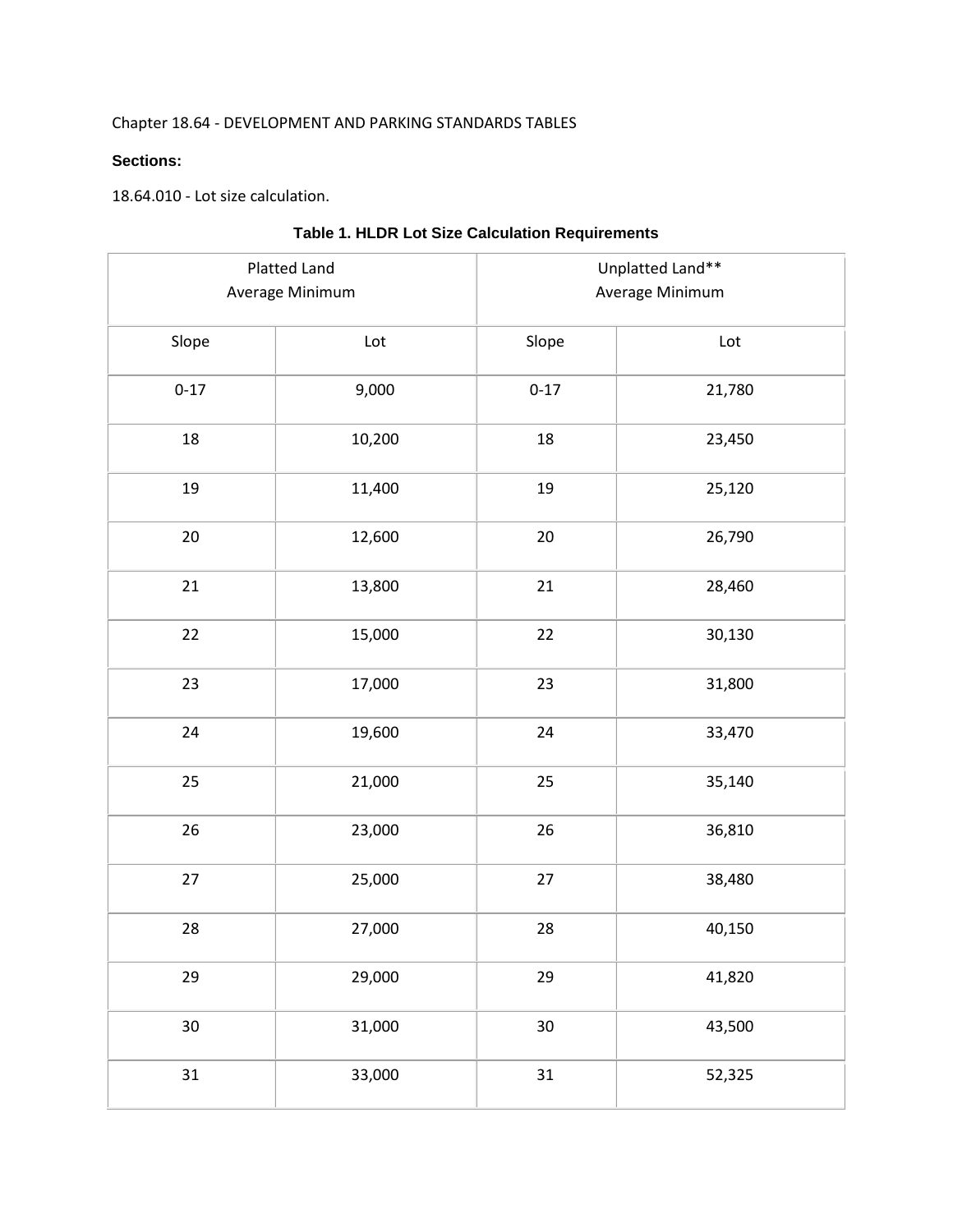Chapter 18.64 - DEVELOPMENT AND PARKING STANDARDS TABLES

**Sections:**

18.64.010 - Lot size calculation.

**Table 1. HLDR Lot Size Calculation Requirements**

| Platted Land Average Minimum | | Unplatted Land** Average Minimum | |
|---|---|---|---|
| Slope | Lot | Slope | Lot |
| 0-17 | 9,000 | 0-17 | 21,780 |
| 18 | 10,200 | 18 | 23,450 |
| 19 | 11,400 | 19 | 25,120 |
| 20 | 12,600 | 20 | 26,790 |
| 21 | 13,800 | 21 | 28,460 |
| 22 | 15,000 | 22 | 30,130 |
| 23 | 17,000 | 23 | 31,800 |
| 24 | 19,600 | 24 | 33,470 |
| 25 | 21,000 | 25 | 35,140 |
| 26 | 23,000 | 26 | 36,810 |
| 27 | 25,000 | 27 | 38,480 |
| 28 | 27,000 | 28 | 40,150 |
| 29 | 29,000 | 29 | 41,820 |
| 30 | 31,000 | 30 | 43,500 |
| 31 | 33,000 | 31 | 52,325 |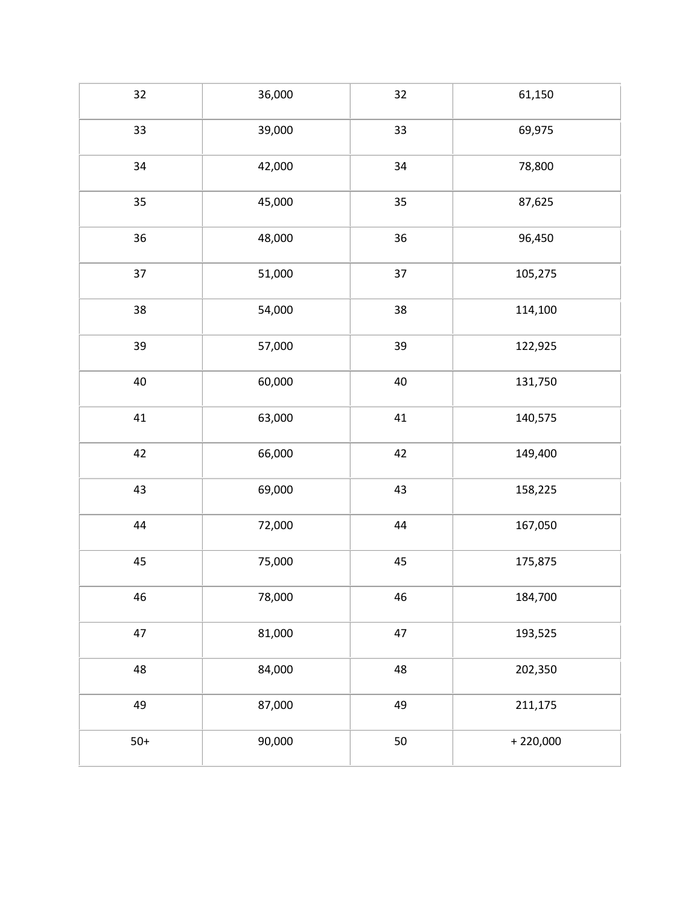| 32 | 36,000 | 32 | 61,150 |
|---|---|---|---|
| 33 | 39,000 | 33 | 69,975 |
| 34 | 42,000 | 34 | 78,800 |
| 35 | 45,000 | 35 | 87,625 |
| 36 | 48,000 | 36 | 96,450 |
| 37 | 51,000 | 37 | 105,275 |
| 38 | 54,000 | 38 | 114,100 |
| 39 | 57,000 | 39 | 122,925 |
| 40 | 60,000 | 40 | 131,750 |
| 41 | 63,000 | 41 | 140,575 |
| 42 | 66,000 | 42 | 149,400 |
| 43 | 69,000 | 43 | 158,225 |
| 44 | 72,000 | 44 | 167,050 |
| 45 | 75,000 | 45 | 175,875 |
| 46 | 78,000 | 46 | 184,700 |
| 47 | 81,000 | 47 | 193,525 |
| 48 | 84,000 | 48 | 202,350 |
| 49 | 87,000 | 49 | 211,175 |
| 50+ | 90,000 | 50 | + 220,000 |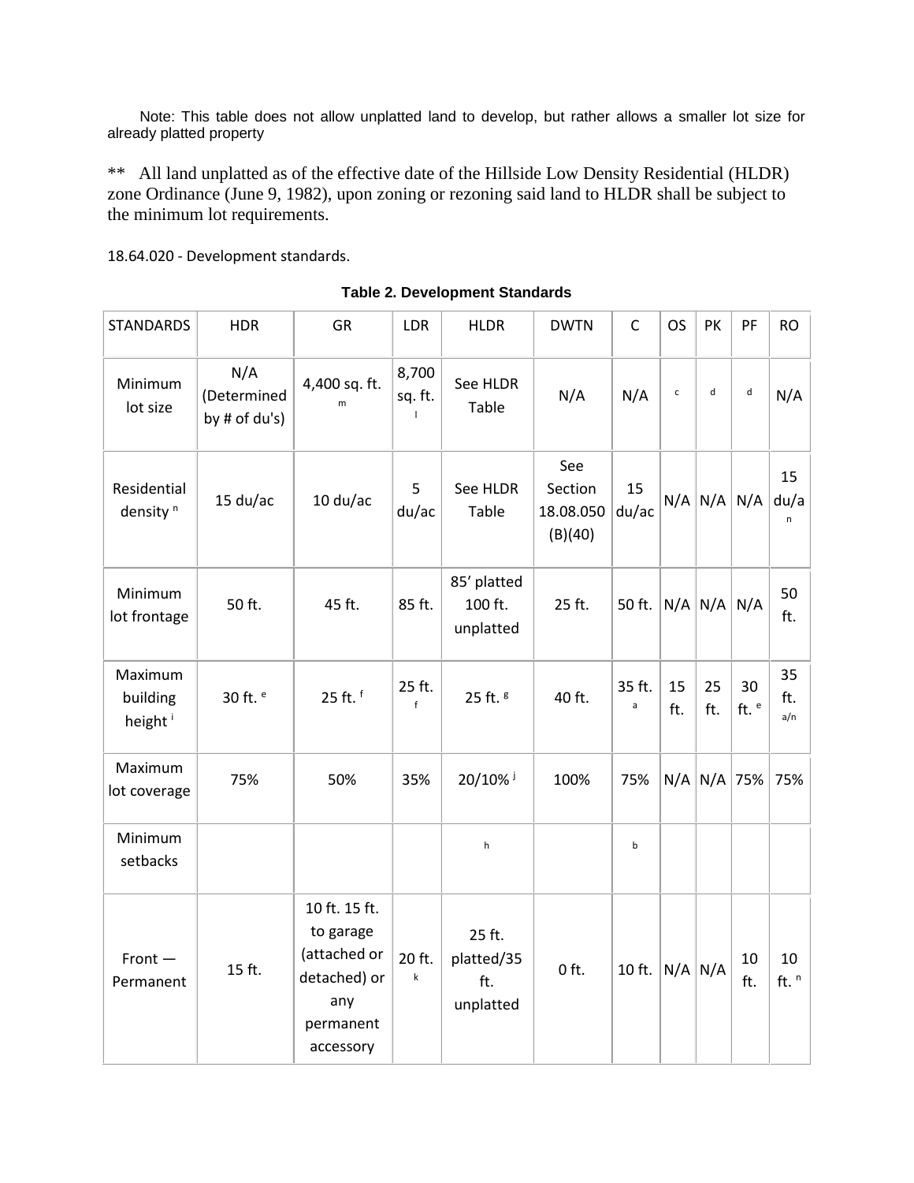Note: This table does not allow unplatted land to develop, but rather allows a smaller lot size for already platted property

** All land unplatted as of the effective date of the Hillside Low Density Residential (HLDR) zone Ordinance (June 9, 1982), upon zoning or rezoning said land to HLDR shall be subject to the minimum lot requirements.

18.64.020 - Development standards.

**Table 2. Development Standards**

| STANDARDS | HDR | GR | LDR | HLDR | DWTN | C | OS | PK | PF | RO |
|---|---|---|---|---|---|---|---|---|---|---|
| Minimum lot size | N/A (Determined by # of du's) | 4,400 sq. ft. [m] | 8,700 sq. ft. [l] | See HLDR Table | N/A | N/A | [c] | [d] | [d] | N/A |
| Residential density [n] | 15 du/ac | 10 du/ac | 5 du/ac | See HLDR Table | See Section 18.08.050 (B)(40) | 15 du/ac | N/A | N/A | N/A | 15 du/a [n] |
| Minimum lot frontage | 50 ft. | 45 ft. | 85 ft. | 85′ platted 100 ft. unplatted | 25 ft. | 50 ft. | N/A | N/A | N/A | 50 ft. |
| Maximum building height [i] | 30 ft. [e] | 25 ft. [f] | 25 ft. [f] | 25 ft. [g] | 40 ft. | 35 ft. [a] | 15 ft. | 25 ft. | 30 ft. [e] | 35 ft. [a/n] |
| Maximum lot coverage | 75% | 50% | 35% | 20/10% [j] | 100% | 75% | N/A | N/A | 75% | 75% |
| Minimum setbacks | | | | [h] | | [b] | | | | |
| Front — Permanent | 15 ft. | 10 ft. 15 ft. to garage (attached or detached) or any permanent accessory | 20 ft. [k] | 25 ft. platted/35 ft. unplatted | 0 ft. | 10 ft. | N/A | N/A | 10 ft. | 10 ft. [n] |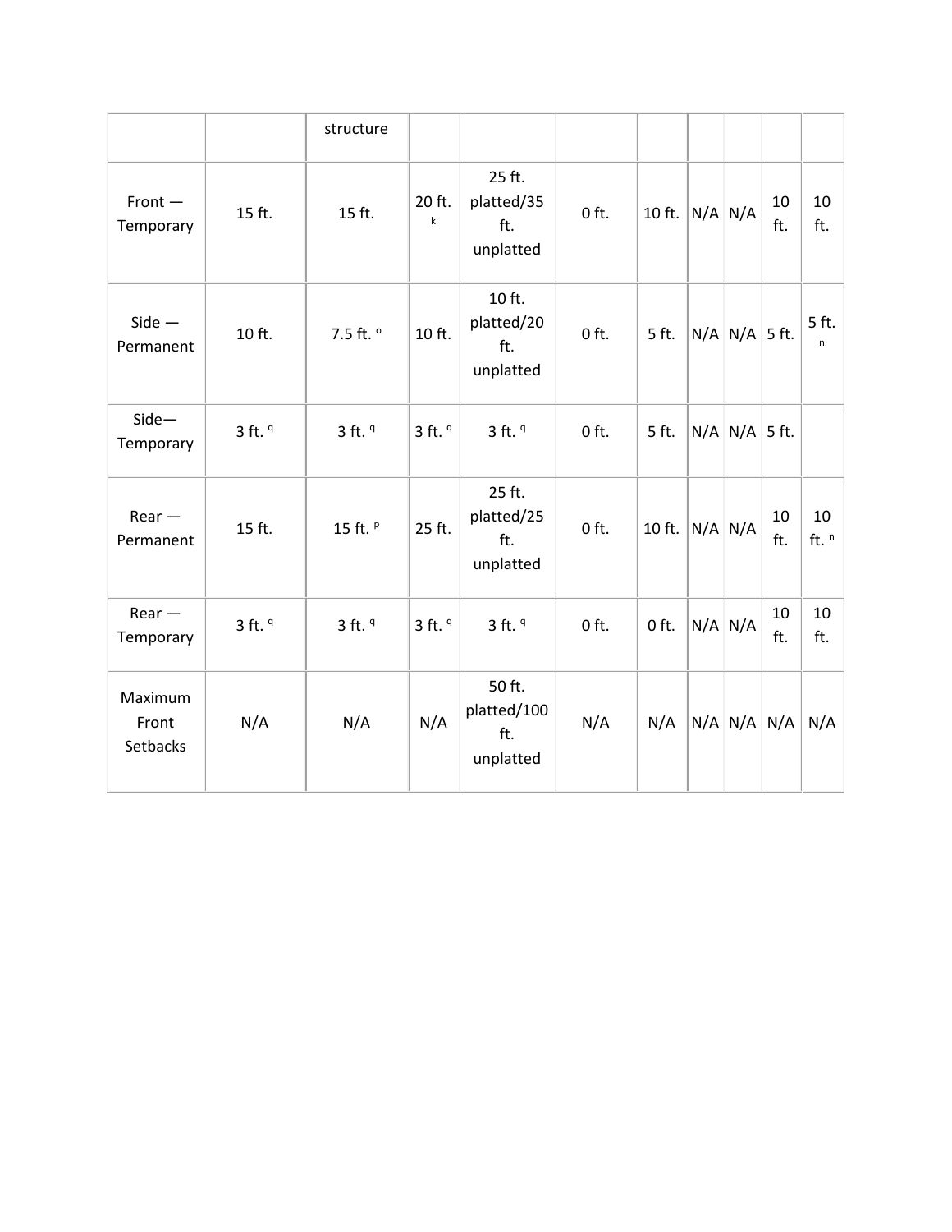| | | structure | | | | | | | | |
|---|---|---|---|---|---|---|---|---|---|---|
| Front — Temporary | 15 ft. | 15 ft. | 20 ft. [k] | 25 ft. platted/35 ft. unplatted | 0 ft. | 10 ft. | N/A | N/A | 10 ft. | 10 ft. |
| Side — Permanent | 10 ft. | 7.5 ft. [o] | 10 ft. | 10 ft. platted/20 ft. unplatted | 0 ft. | 5 ft. | N/A | N/A | 5 ft. | 5 ft. [n] |
| Side— Temporary | 3 ft. [q] | 3 ft. [q] | 3 ft. [q] | 3 ft. [q] | 0 ft. | 5 ft. | N/A | N/A | 5 ft. | |
| Rear — Permanent | 15 ft. | 15 ft. [p] | 25 ft. | 25 ft. platted/25 ft. unplatted | 0 ft. | 10 ft. | N/A | N/A | 10 ft. | 10 ft. [n] |
| Rear — Temporary | 3 ft. [q] | 3 ft. [q] | 3 ft. [q] | 3 ft. [q] | 0 ft. | 0 ft. | N/A | N/A | 10 ft. | 10 ft. |
| Maximum Front Setbacks | N/A | N/A | N/A | 50 ft. platted/100 ft. unplatted | N/A | N/A | N/A | N/A | N/A | N/A |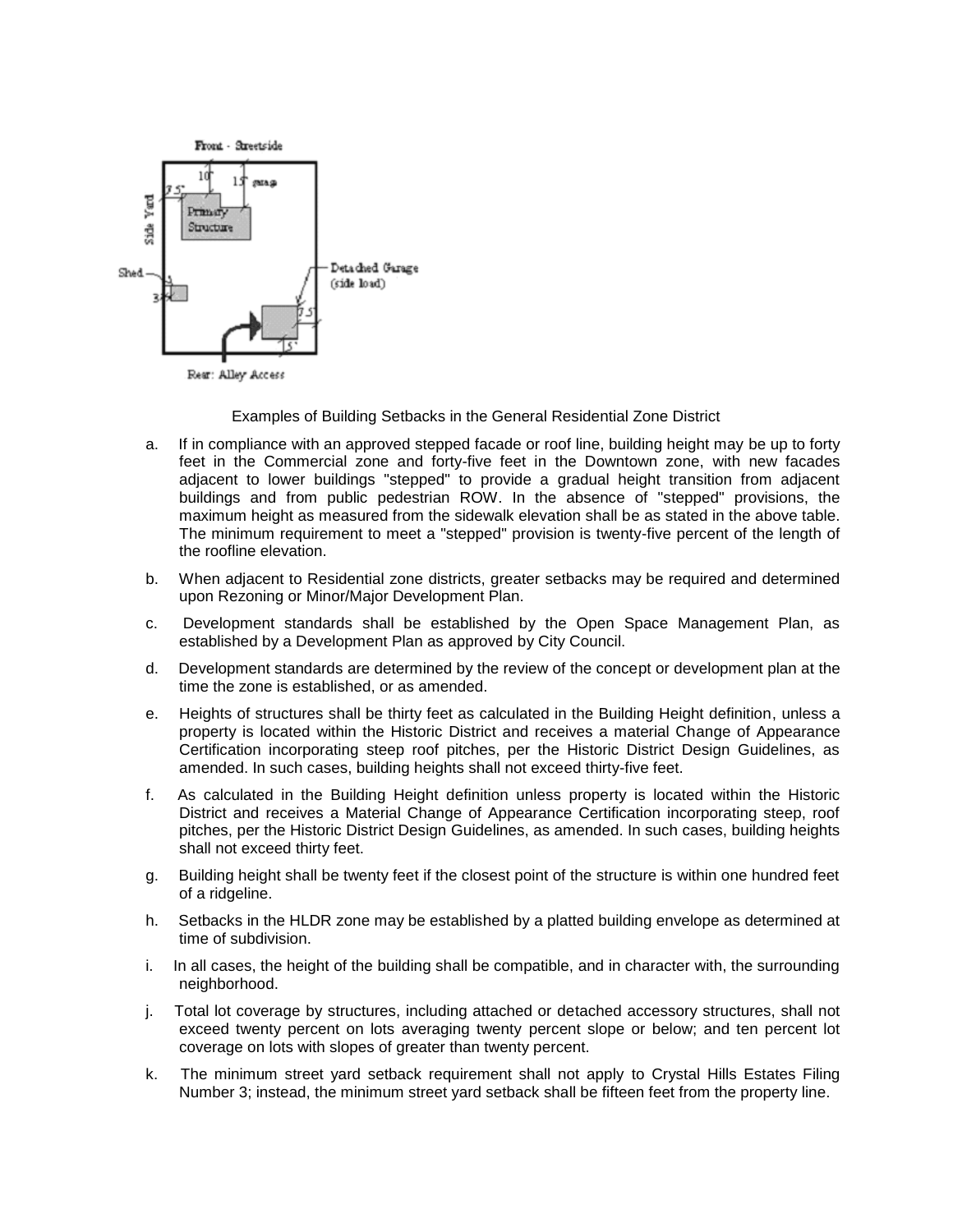Examples of Building Setbacks in the General Residential Zone District

a. If in compliance with an approved stepped facade or roof line, building height may be up to forty feet in the Commercial zone and forty-five feet in the Downtown zone, with new facades adjacent to lower buildings "stepped" to provide a gradual height transition from adjacent buildings and from public pedestrian ROW. In the absence of "stepped" provisions, the maximum height as measured from the sidewalk elevation shall be as stated in the above table. The minimum requirement to meet a "stepped" provision is twenty-five percent of the length of the roofline elevation.

b. When adjacent to Residential zone districts, greater setbacks may be required and determined upon Rezoning or Minor/Major Development Plan.

c. Development standards shall be established by the Open Space Management Plan, as established by a Development Plan as approved by City Council.

d. Development standards are determined by the review of the concept or development plan at the time the zone is established, or as amended.

e. Heights of structures shall be thirty feet as calculated in the Building Height definition, unless a property is located within the Historic District and receives a material Change of Appearance Certification incorporating steep roof pitches, per the Historic District Design Guidelines, as amended. In such cases, building heights shall not exceed thirty-five feet.

f. As calculated in the Building Height definition unless property is located within the Historic District and receives a Material Change of Appearance Certification incorporating steep, roof pitches, per the Historic District Design Guidelines, as amended. In such cases, building heights shall not exceed thirty feet.

g. Building height shall be twenty feet if the closest point of the structure is within one hundred feet of a ridgeline.

h. Setbacks in the HLDR zone may be established by a platted building envelope as determined at time of subdivision.

i. In all cases, the height of the building shall be compatible, and in character with, the surrounding neighborhood.

j. Total lot coverage by structures, including attached or detached accessory structures, shall not exceed twenty percent on lots averaging twenty percent slope or below; and ten percent lot coverage on lots with slopes of greater than twenty percent.

k. The minimum street yard setback requirement shall not apply to Crystal Hills Estates Filing Number 3; instead, the minimum street yard setback shall be fifteen feet from the property line.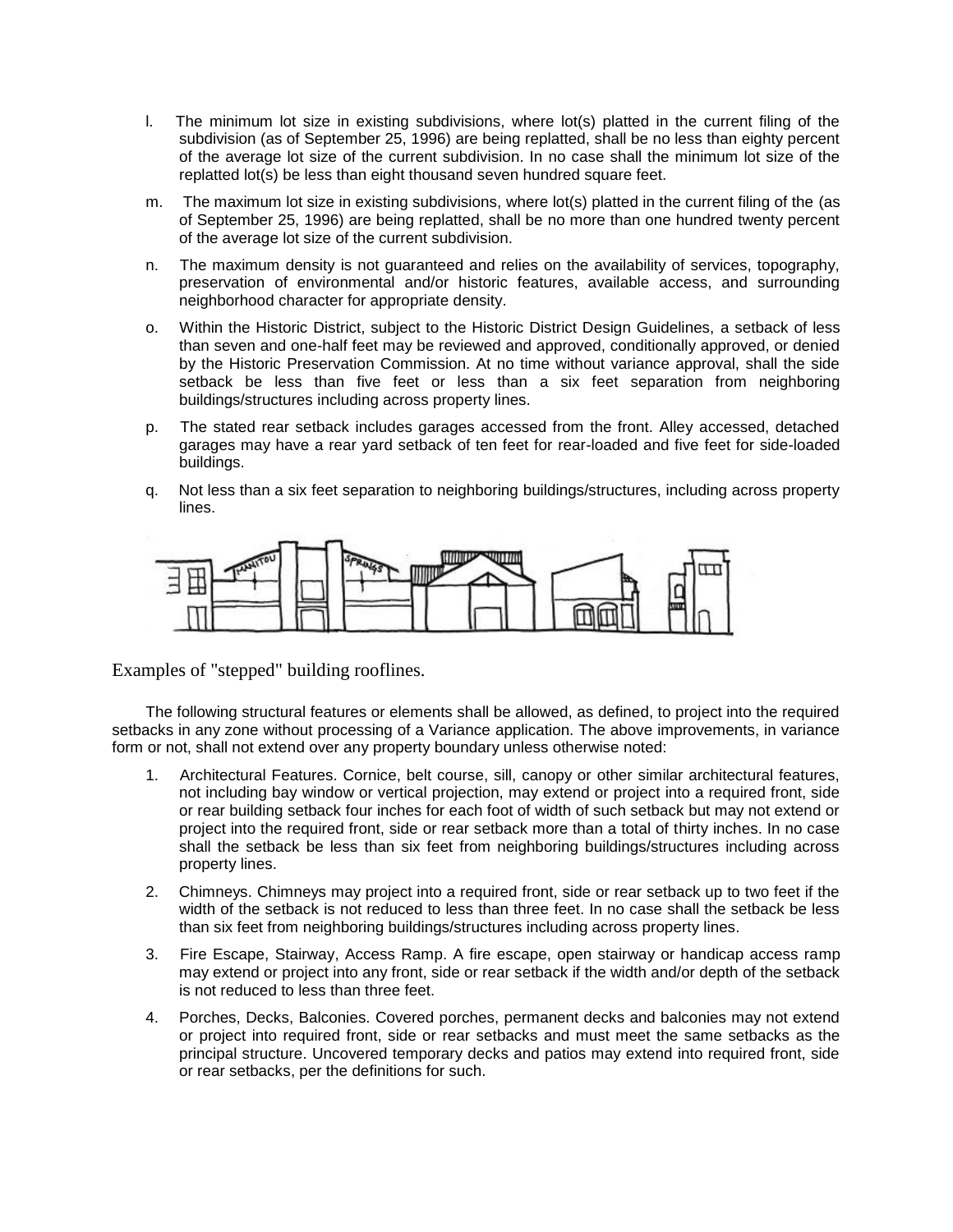l. The minimum lot size in existing subdivisions, where lot(s) platted in the current filing of the subdivision (as of September 25, 1996) are being replatted, shall be no less than eighty percent of the average lot size of the current subdivision. In no case shall the minimum lot size of the replatted lot(s) be less than eight thousand seven hundred square feet.

m. The maximum lot size in existing subdivisions, where lot(s) platted in the current filing of the (as of September 25, 1996) are being replatted, shall be no more than one hundred twenty percent of the average lot size of the current subdivision.

n. The maximum density is not guaranteed and relies on the availability of services, topography, preservation of environmental and/or historic features, available access, and surrounding neighborhood character for appropriate density.

o. Within the Historic District, subject to the Historic District Design Guidelines, a setback of less than seven and one-half feet may be reviewed and approved, conditionally approved, or denied by the Historic Preservation Commission. At no time without variance approval, shall the side setback be less than five feet or less than a six feet separation from neighboring buildings/structures including across property lines.

p. The stated rear setback includes garages accessed from the front. Alley accessed, detached garages may have a rear yard setback of ten feet for rear-loaded and five feet for side-loaded buildings.

q. Not less than a six feet separation to neighboring buildings/structures, including across property lines.

Examples of "stepped" building rooflines.

The following structural features or elements shall be allowed, as defined, to project into the required setbacks in any zone without processing of a Variance application. The above improvements, in variance form or not, shall not extend over any property boundary unless otherwise noted:

1. Architectural Features. Cornice, belt course, sill, canopy or other similar architectural features, not including bay window or vertical projection, may extend or project into a required front, side or rear building setback four inches for each foot of width of such setback but may not extend or project into the required front, side or rear setback more than a total of thirty inches. In no case shall the setback be less than six feet from neighboring buildings/structures including across property lines.

2. Chimneys. Chimneys may project into a required front, side or rear setback up to two feet if the width of the setback is not reduced to less than three feet. In no case shall the setback be less than six feet from neighboring buildings/structures including across property lines.

3. Fire Escape, Stairway, Access Ramp. A fire escape, open stairway or handicap access ramp may extend or project into any front, side or rear setback if the width and/or depth of the setback is not reduced to less than three feet.

4. Porches, Decks, Balconies. Covered porches, permanent decks and balconies may not extend or project into required front, side or rear setbacks and must meet the same setbacks as the principal structure. Uncovered temporary decks and patios may extend into required front, side or rear setbacks, per the definitions for such.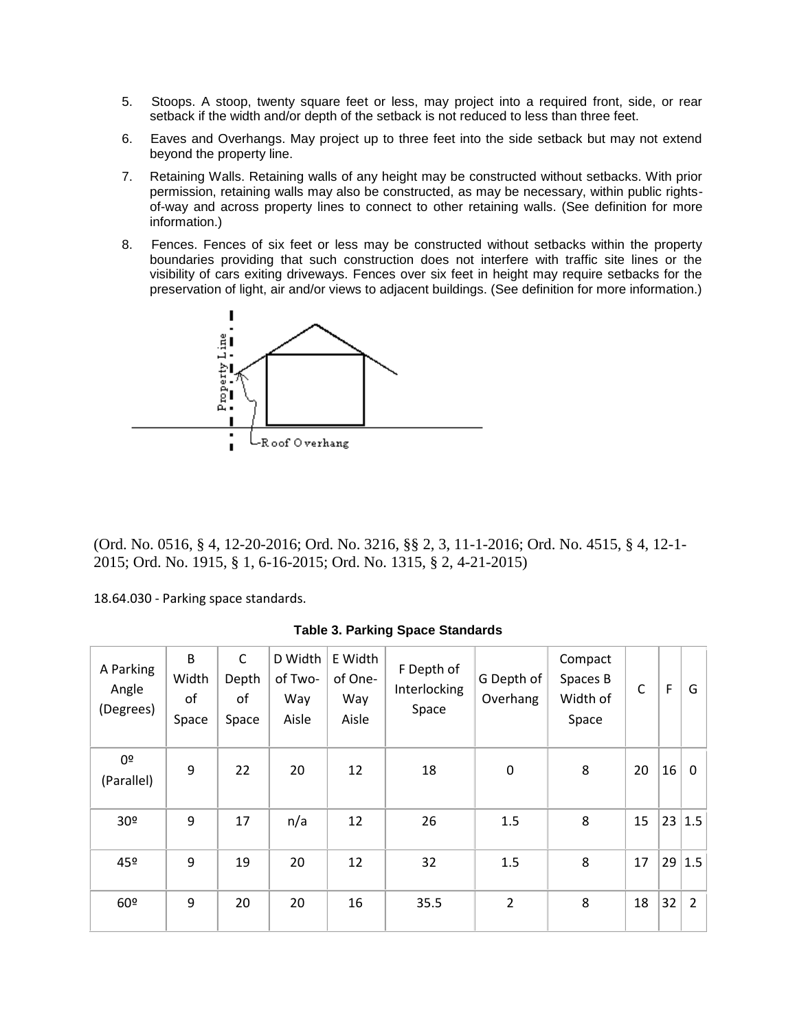5. Stoops. A stoop, twenty square feet or less, may project into a required front, side, or rear setback if the width and/or depth of the setback is not reduced to less than three feet.

6. Eaves and Overhangs. May project up to three feet into the side setback but may not extend beyond the property line.

7. Retaining Walls. Retaining walls of any height may be constructed without setbacks. With prior permission, retaining walls may also be constructed, as may be necessary, within public rights-of-way and across property lines to connect to other retaining walls. (See definition for more information.)

8. Fences. Fences of six feet or less may be constructed without setbacks within the property boundaries providing that such construction does not interfere with traffic site lines or the visibility of cars exiting driveways. Fences over six feet in height may require setbacks for the preservation of light, air and/or views to adjacent buildings. (See definition for more information.)

Property Line

Roof Overhang

(Ord. No. 0516, § 4, 12-20-2016; Ord. No. 3216, §§ 2, 3, 11-1-2016; Ord. No. 4515, § 4, 12-1-2015; Ord. No. 1915, § 1, 6-16-2015; Ord. No. 1315, § 2, 4-21-2015)

18.64.030 - Parking space standards.

**Table 3. Parking Space Standards**

| A Parking Angle (Degrees) | B Width of Space | C Depth of Space | D Width of Two-Way Aisle | E Width of One-Way Aisle | F Depth of Interlocking Space | G Depth of Overhang | Compact Spaces B Width of Space | C | F | G |
|---|---|---|---|---|---|---|---|---|---|---|
| 0º (Parallel) | 9 | 22 | 20 | 12 | 18 | 0 | 8 | 20 | 16 | 0 |
| 30º | 9 | 17 | n/a | 12 | 26 | 1.5 | 8 | 15 | 23 | 1.5 |
| 45º | 9 | 19 | 20 | 12 | 32 | 1.5 | 8 | 17 | 29 | 1.5 |
| 60º | 9 | 20 | 20 | 16 | 35.5 | 2 | 8 | 18 | 32 | 2 |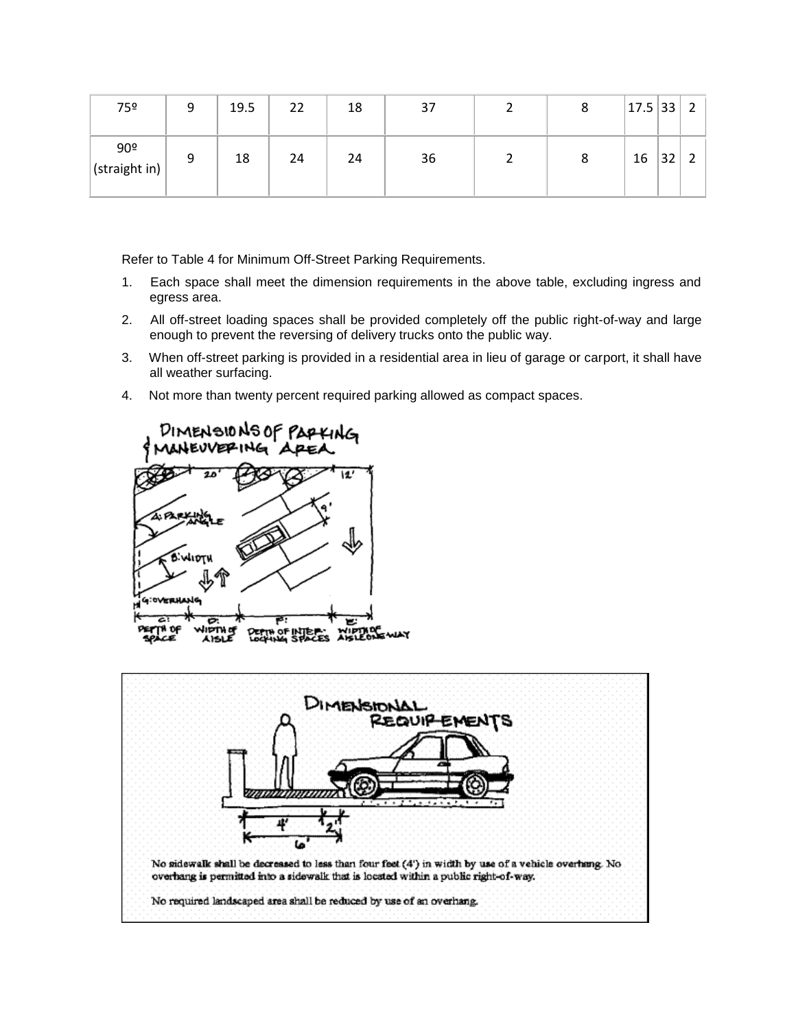| 75º | 9 | 19.5 | 22 | 18 | 37 | 2 | 8 | 17.5 | 33 | 2 |
|---|---|---|---|---|---|---|---|---|---|---|
| 90º (straight in) | 9 | 18 | 24 | 24 | 36 | 2 | 8 | 16 | 32 | 2 |

Refer to Table 4 for Minimum Off-Street Parking Requirements.

1. Each space shall meet the dimension requirements in the above table, excluding ingress and egress area.
2. All off-street loading spaces shall be provided completely off the public right-of-way and large enough to prevent the reversing of delivery trucks onto the public way.
3. When off-street parking is provided in a residential area in lieu of garage or carport, it shall have all weather surfacing.
4. Not more than twenty percent required parking allowed as compact spaces.

DIMENSIONS OF PARKING & MANEUVERING AREA

DIMENSIONAL REQUIREMENTS

No sidewalk shall be decreased to less than four feet (4') in width by use of a vehicle overhang. No overhang is permitted into a sidewalk that is located within a public right-of-way.

No required landscaped area shall be reduced by use of an overhang.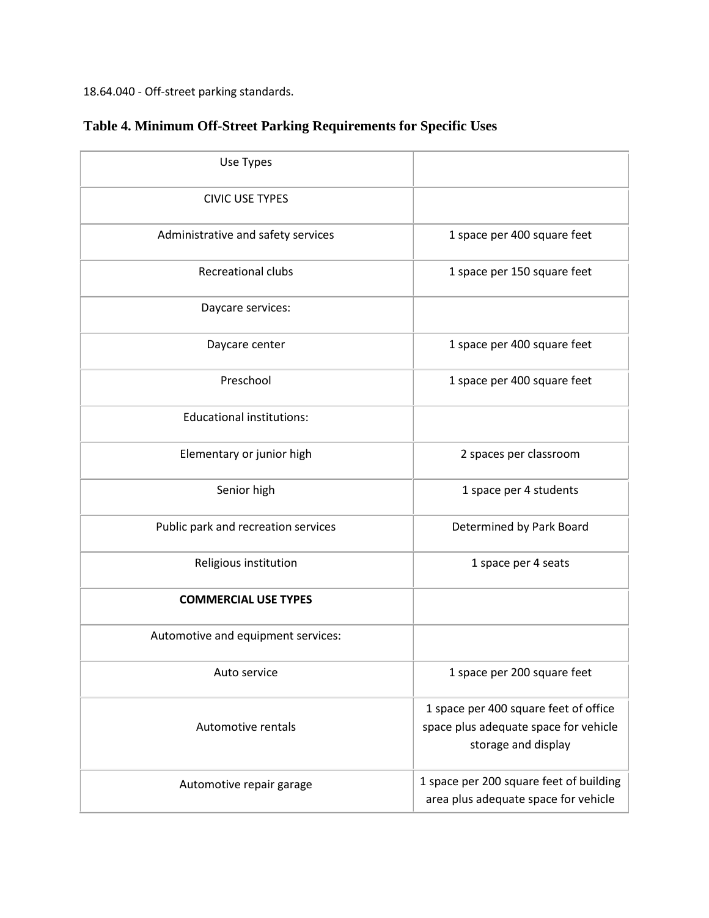18.64.040 - Off-street parking standards.

## Table 4. Minimum Off-Street Parking Requirements for Specific Uses

| Use Types | |
|---|---|
| CIVIC USE TYPES | |
| Administrative and safety services | 1 space per 400 square feet |
| Recreational clubs | 1 space per 150 square feet |
| Daycare services: | |
| Daycare center | 1 space per 400 square feet |
| Preschool | 1 space per 400 square feet |
| Educational institutions: | |
| Elementary or junior high | 2 spaces per classroom |
| Senior high | 1 space per 4 students |
| Public park and recreation services | Determined by Park Board |
| Religious institution | 1 space per 4 seats |
| **COMMERCIAL USE TYPES** | |
| Automotive and equipment services: | |
| Auto service | 1 space per 200 square feet |
| Automotive rentals | 1 space per 400 square feet of office space plus adequate space for vehicle storage and display |
| Automotive repair garage | 1 space per 200 square feet of building area plus adequate space for vehicle |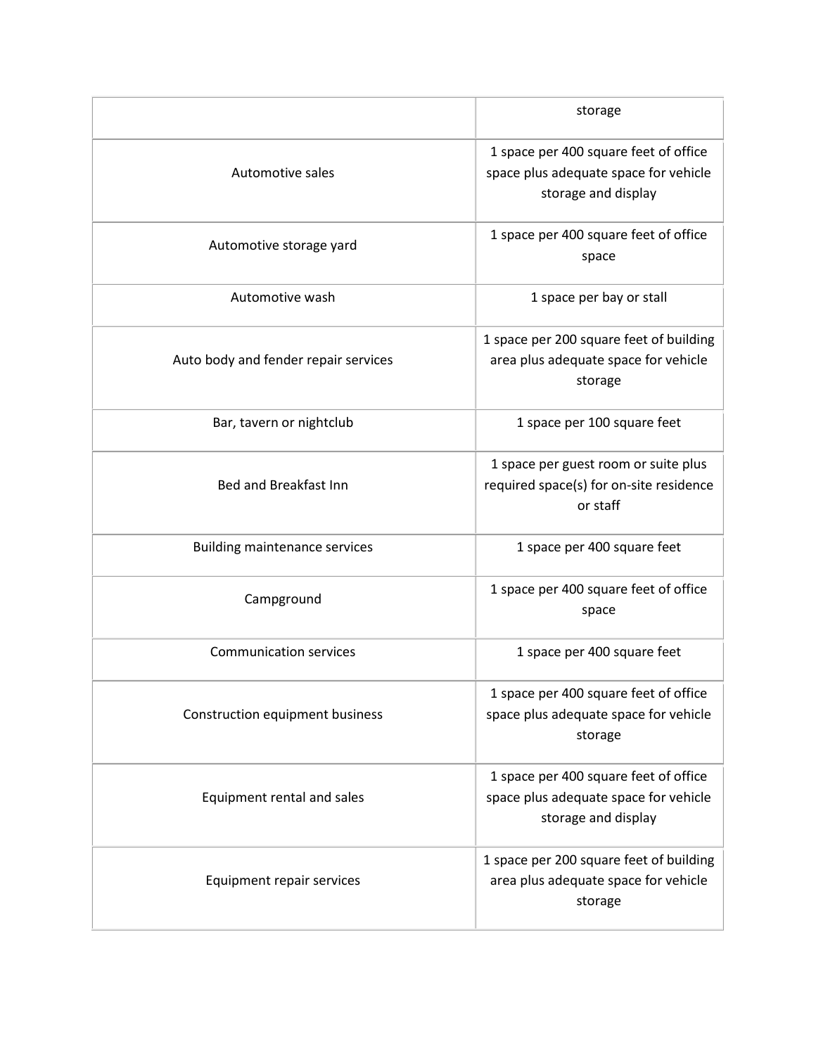| | |
|---|---|
| | storage |
| Automotive sales | 1 space per 400 square feet of office space plus adequate space for vehicle storage and display |
| Automotive storage yard | 1 space per 400 square feet of office space |
| Automotive wash | 1 space per bay or stall |
| Auto body and fender repair services | 1 space per 200 square feet of building area plus adequate space for vehicle storage |
| Bar, tavern or nightclub | 1 space per 100 square feet |
| Bed and Breakfast Inn | 1 space per guest room or suite plus required space(s) for on-site residence or staff |
| Building maintenance services | 1 space per 400 square feet |
| Campground | 1 space per 400 square feet of office space |
| Communication services | 1 space per 400 square feet |
| Construction equipment business | 1 space per 400 square feet of office space plus adequate space for vehicle storage |
| Equipment rental and sales | 1 space per 400 square feet of office space plus adequate space for vehicle storage and display |
| Equipment repair services | 1 space per 200 square feet of building area plus adequate space for vehicle storage |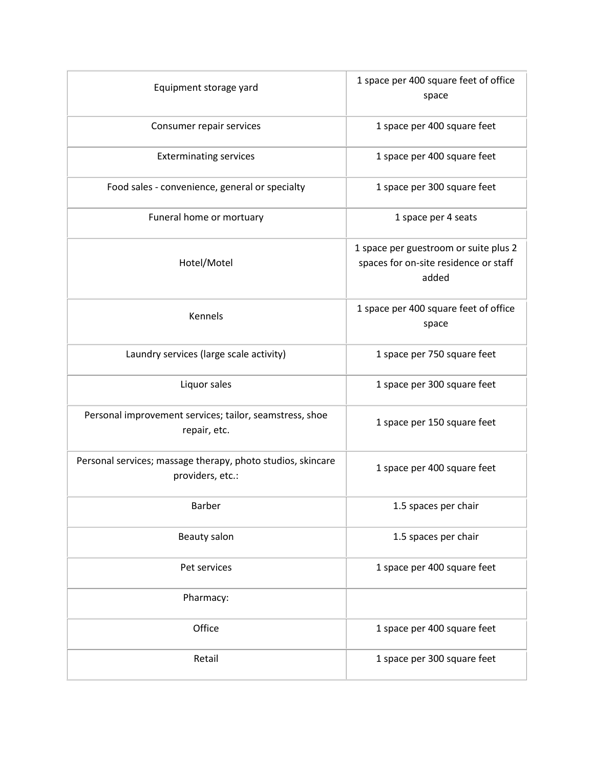| | |
|---|---|
| Equipment storage yard | 1 space per 400 square feet of office space |
| Consumer repair services | 1 space per 400 square feet |
| Exterminating services | 1 space per 400 square feet |
| Food sales - convenience, general or specialty | 1 space per 300 square feet |
| Funeral home or mortuary | 1 space per 4 seats |
| Hotel/Motel | 1 space per guestroom or suite plus 2 spaces for on-site residence or staff added |
| Kennels | 1 space per 400 square feet of office space |
| Laundry services (large scale activity) | 1 space per 750 square feet |
| Liquor sales | 1 space per 300 square feet |
| Personal improvement services; tailor, seamstress, shoe repair, etc. | 1 space per 150 square feet |
| Personal services; massage therapy, photo studios, skincare providers, etc.: | 1 space per 400 square feet |
| Barber | 1.5 spaces per chair |
| Beauty salon | 1.5 spaces per chair |
| Pet services | 1 space per 400 square feet |
| Pharmacy: | |
| Office | 1 space per 400 square feet |
| Retail | 1 space per 300 square feet |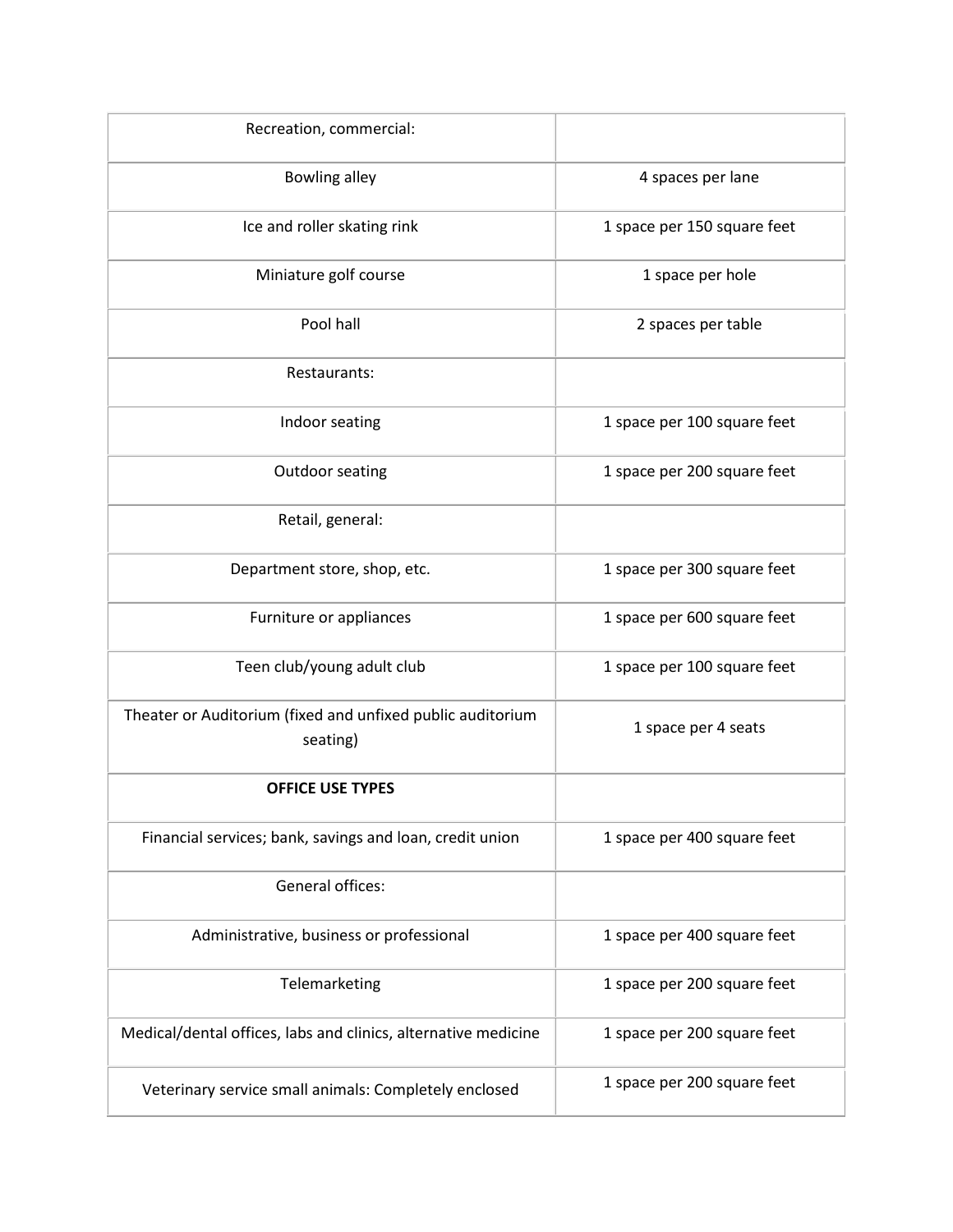| | |
|---|---|
| Recreation, commercial: | |
| Bowling alley | 4 spaces per lane |
| Ice and roller skating rink | 1 space per 150 square feet |
| Miniature golf course | 1 space per hole |
| Pool hall | 2 spaces per table |
| Restaurants: | |
| Indoor seating | 1 space per 100 square feet |
| Outdoor seating | 1 space per 200 square feet |
| Retail, general: | |
| Department store, shop, etc. | 1 space per 300 square feet |
| Furniture or appliances | 1 space per 600 square feet |
| Teen club/young adult club | 1 space per 100 square feet |
| Theater or Auditorium (fixed and unfixed public auditorium seating) | 1 space per 4 seats |
| **OFFICE USE TYPES** | |
| Financial services; bank, savings and loan, credit union | 1 space per 400 square feet |
| General offices: | |
| Administrative, business or professional | 1 space per 400 square feet |
| Telemarketing | 1 space per 200 square feet |
| Medical/dental offices, labs and clinics, alternative medicine | 1 space per 200 square feet |
| Veterinary service small animals: Completely enclosed | 1 space per 200 square feet |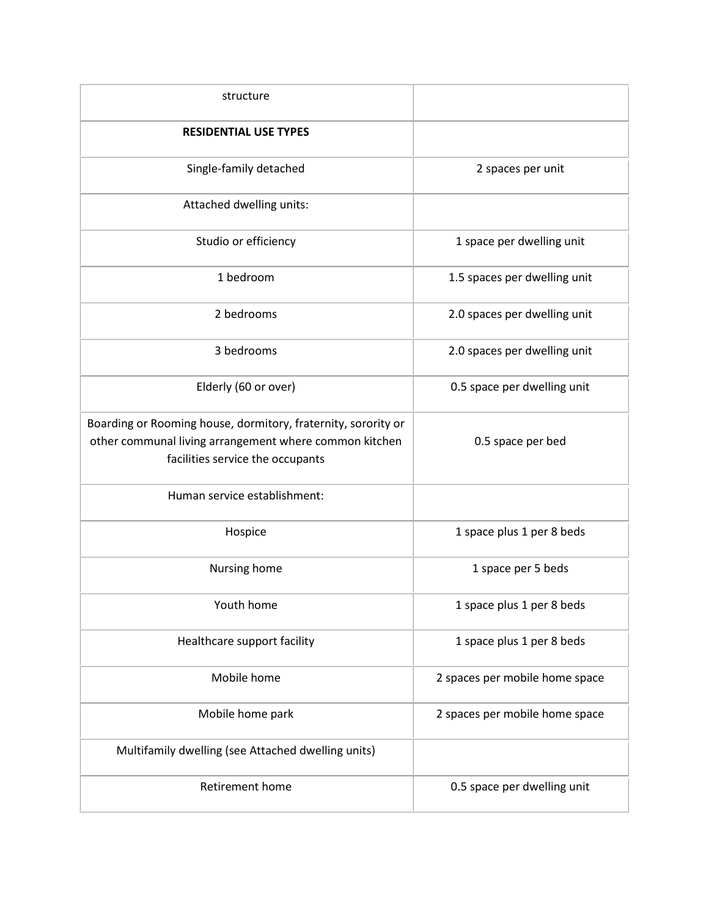| structure | |
|---|---|
| **RESIDENTIAL USE TYPES** | |
| Single-family detached | 2 spaces per unit |
| Attached dwelling units: | |
| Studio or efficiency | 1 space per dwelling unit |
| 1 bedroom | 1.5 spaces per dwelling unit |
| 2 bedrooms | 2.0 spaces per dwelling unit |
| 3 bedrooms | 2.0 spaces per dwelling unit |
| Elderly (60 or over) | 0.5 space per dwelling unit |
| Boarding or Rooming house, dormitory, fraternity, sorority or other communal living arrangement where common kitchen facilities service the occupants | 0.5 space per bed |
| Human service establishment: | |
| Hospice | 1 space plus 1 per 8 beds |
| Nursing home | 1 space per 5 beds |
| Youth home | 1 space plus 1 per 8 beds |
| Healthcare support facility | 1 space plus 1 per 8 beds |
| Mobile home | 2 spaces per mobile home space |
| Mobile home park | 2 spaces per mobile home space |
| Multifamily dwelling (see Attached dwelling units) | |
| Retirement home | 0.5 space per dwelling unit |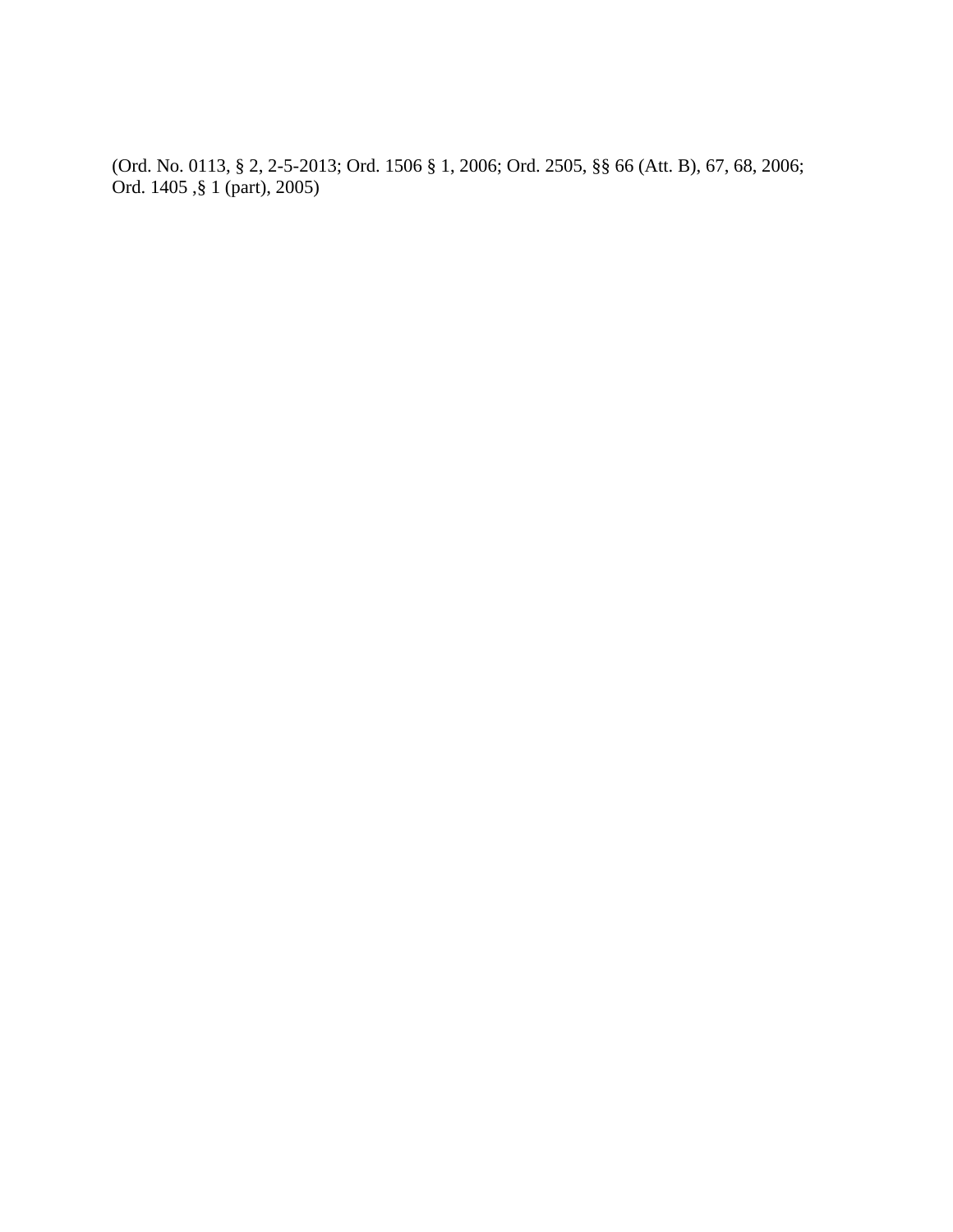(Ord. No. 0113, § 2, 2-5-2013; Ord. 1506 § 1, 2006; Ord. 2505, §§ 66 (Att. B), 67, 68, 2006; Ord. 1405 ,§ 1 (part), 2005)